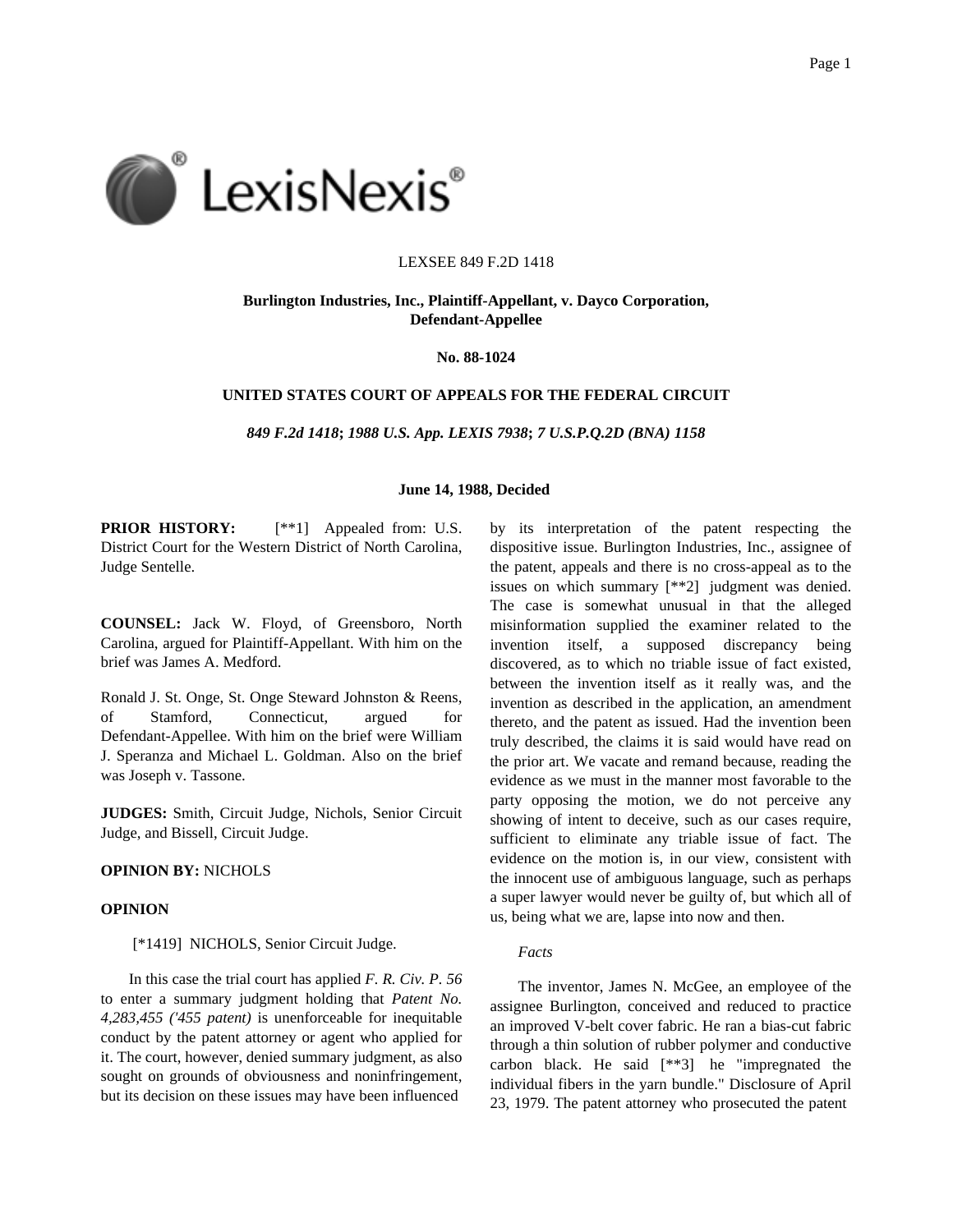LEXSEE 849 F.2D 1418

**Burlington Industries, Inc., Plaintiff-Appellant, v. Dayco Corporation, Defendant-Appellee**

**No. 88-1024**

**UNITED STATES COURT OF APPEALS FOR THE FEDERAL CIRCUIT**

***849 F.2d 1418*; *1988 U.S. App. LEXIS 7938*; *7 U.S.P.Q.2D (BNA) 1158***

**June 14, 1988, Decided**

**PRIOR HISTORY:** [**1] Appealed from: U.S. District Court for the Western District of North Carolina, Judge Sentelle.

**COUNSEL:** Jack W. Floyd, of Greensboro, North Carolina, argued for Plaintiff-Appellant. With him on the brief was James A. Medford.

Ronald J. St. Onge, St. Onge Steward Johnston & Reens, of Stamford, Connecticut, argued for Defendant-Appellee. With him on the brief were William J. Speranza and Michael L. Goldman. Also on the brief was Joseph v. Tassone.

**JUDGES:** Smith, Circuit Judge, Nichols, Senior Circuit Judge, and Bissell, Circuit Judge.

**OPINION BY:** NICHOLS

**OPINION**

[*1419] NICHOLS, Senior Circuit Judge.

In this case the trial court has applied *F. R. Civ. P. 56* to enter a summary judgment holding that *Patent No. 4,283,455 ('455 patent)* is unenforceable for inequitable conduct by the patent attorney or agent who applied for it. The court, however, denied summary judgment, as also sought on grounds of obviousness and noninfringement, but its decision on these issues may have been influenced by its interpretation of the patent respecting the dispositive issue. Burlington Industries, Inc., assignee of the patent, appeals and there is no cross-appeal as to the issues on which summary [**2] judgment was denied. The case is somewhat unusual in that the alleged misinformation supplied the examiner related to the invention itself, a supposed discrepancy being discovered, as to which no triable issue of fact existed, between the invention itself as it really was, and the invention as described in the application, an amendment thereto, and the patent as issued. Had the invention been truly described, the claims it is said would have read on the prior art. We vacate and remand because, reading the evidence as we must in the manner most favorable to the party opposing the motion, we do not perceive any showing of intent to deceive, such as our cases require, sufficient to eliminate any triable issue of fact. The evidence on the motion is, in our view, consistent with the innocent use of ambiguous language, such as perhaps a super lawyer would never be guilty of, but which all of us, being what we are, lapse into now and then.

*Facts*

The inventor, James N. McGee, an employee of the assignee Burlington, conceived and reduced to practice an improved V-belt cover fabric. He ran a bias-cut fabric through a thin solution of rubber polymer and conductive carbon black. He said [**3] he "impregnated the individual fibers in the yarn bundle." Disclosure of April 23, 1979. The patent attorney who prosecuted the patent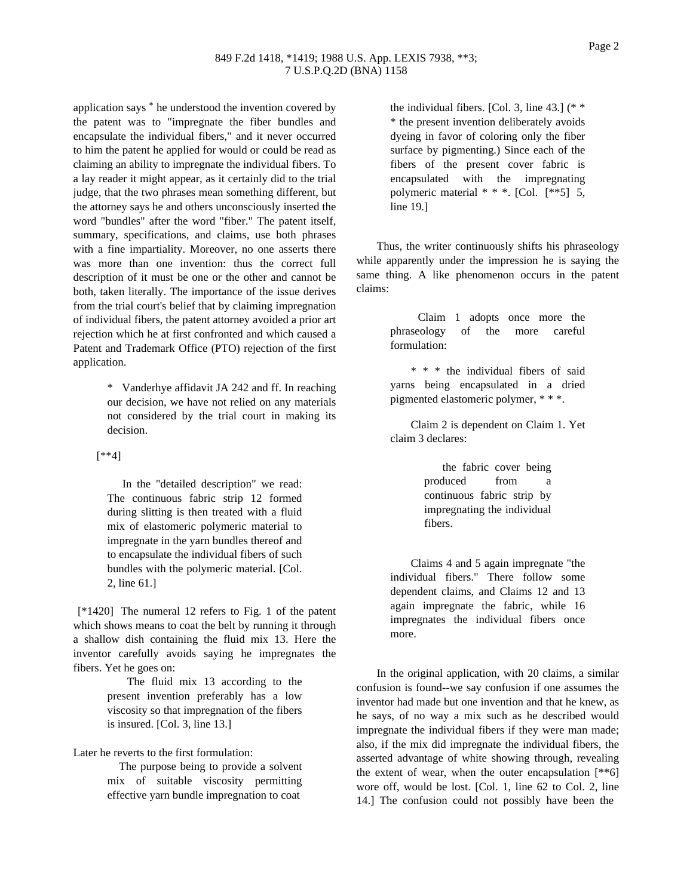application says * he understood the invention covered by the patent was to "impregnate the fiber bundles and encapsulate the individual fibers," and it never occurred to him the patent he applied for would or could be read as claiming an ability to impregnate the individual fibers. To a lay reader it might appear, as it certainly did to the trial judge, that the two phrases mean something different, but the attorney says he and others unconsciously inserted the word "bundles" after the word "fiber." The patent itself, summary, specifications, and claims, use both phrases with a fine impartiality. Moreover, no one asserts there was more than one invention: thus the correct full description of it must be one or the other and cannot be both, taken literally. The importance of the issue derives from the trial court's belief that by claiming impregnation of individual fibers, the patent attorney avoided a prior art rejection which he at first confronted and which caused a Patent and Trademark Office (PTO) rejection of the first application.

> * Vanderhye affidavit JA 242 and ff. In reaching our decision, we have not relied on any materials not considered by the trial court in making its decision.

[**4]

> In the "detailed description" we read: The continuous fabric strip 12 formed during slitting is then treated with a fluid mix of elastomeric polymeric material to impregnate in the yarn bundles thereof and to encapsulate the individual fibers of such bundles with the polymeric material. [Col. 2, line 61.]

[*1420] The numeral 12 refers to Fig. 1 of the patent which shows means to coat the belt by running it through a shallow dish containing the fluid mix 13. Here the inventor carefully avoids saying he impregnates the fibers. Yet he goes on:

> The fluid mix 13 according to the present invention preferably has a low viscosity so that impregnation of the fibers is insured. [Col. 3, line 13.]

Later he reverts to the first formulation:

> The purpose being to provide a solvent mix of suitable viscosity permitting effective yarn bundle impregnation to coat the individual fibers. [Col. 3, line 43.] (* * * the present invention deliberately avoids dyeing in favor of coloring only the fiber surface by pigmenting.) Since each of the fibers of the present cover fabric is encapsulated with the impregnating polymeric material * * *. [Col. [**5] 5, line 19.]

Thus, the writer continuously shifts his phraseology while apparently under the impression he is saying the same thing. A like phenomenon occurs in the patent claims:

> Claim 1 adopts once more the phraseology of the more careful formulation:
>
> * * * the individual fibers of said yarns being encapsulated in a dried pigmented elastomeric polymer, * * *.
>
> Claim 2 is dependent on Claim 1. Yet claim 3 declares:
>
> > the fabric cover being produced from a continuous fabric strip by impregnating the individual fibers.
>
> Claims 4 and 5 again impregnate "the individual fibers." There follow some dependent claims, and Claims 12 and 13 again impregnate the fabric, while 16 impregnates the individual fibers once more.

In the original application, with 20 claims, a similar confusion is found--we say confusion if one assumes the inventor had made but one invention and that he knew, as he says, of no way a mix such as he described would impregnate the individual fibers if they were man made; also, if the mix did impregnate the individual fibers, the asserted advantage of white showing through, revealing the extent of wear, when the outer encapsulation [**6] wore off, would be lost. [Col. 1, line 62 to Col. 2, line 14.] The confusion could not possibly have been the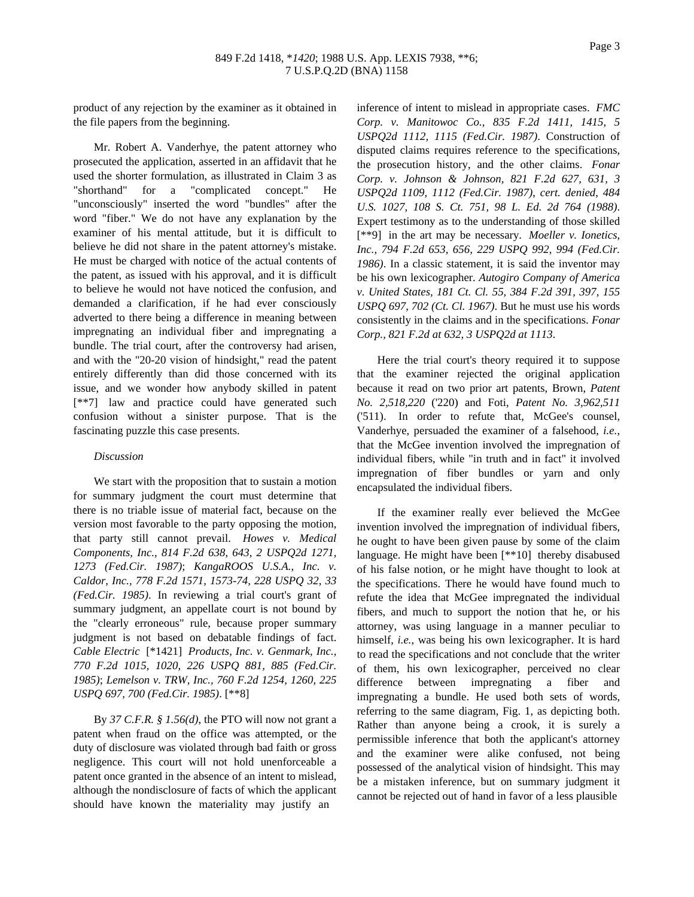product of any rejection by the examiner as it obtained in the file papers from the beginning.

Mr. Robert A. Vanderhye, the patent attorney who prosecuted the application, asserted in an affidavit that he used the shorter formulation, as illustrated in Claim 3 as "shorthand" for a "complicated concept." He "unconsciously" inserted the word "bundles" after the word "fiber." We do not have any explanation by the examiner of his mental attitude, but it is difficult to believe he did not share in the patent attorney's mistake. He must be charged with notice of the actual contents of the patent, as issued with his approval, and it is difficult to believe he would not have noticed the confusion, and demanded a clarification, if he had ever consciously adverted to there being a difference in meaning between impregnating an individual fiber and impregnating a bundle. The trial court, after the controversy had arisen, and with the "20-20 vision of hindsight," read the patent entirely differently than did those concerned with its issue, and we wonder how anybody skilled in patent [**7] law and practice could have generated such confusion without a sinister purpose. That is the fascinating puzzle this case presents.

*Discussion*

We start with the proposition that to sustain a motion for summary judgment the court must determine that there is no triable issue of material fact, because on the version most favorable to the party opposing the motion, that party still cannot prevail. *Howes v. Medical Components, Inc., 814 F.2d 638, 643, 2 USPQ2d 1271, 1273 (Fed.Cir. 1987)*; *KangaROOS U.S.A., Inc. v. Caldor, Inc., 778 F.2d 1571, 1573-74, 228 USPQ 32, 33 (Fed.Cir. 1985)*. In reviewing a trial court's grant of summary judgment, an appellate court is not bound by the "clearly erroneous" rule, because proper summary judgment is not based on debatable findings of fact. *Cable Electric* [*1421] *Products, Inc. v. Genmark, Inc., 770 F.2d 1015, 1020, 226 USPQ 881, 885 (Fed.Cir. 1985)*; *Lemelson v. TRW, Inc., 760 F.2d 1254, 1260, 225 USPQ 697, 700 (Fed.Cir. 1985)*. [**8]

By *37 C.F.R. § 1.56(d)*, the PTO will now not grant a patent when fraud on the office was attempted, or the duty of disclosure was violated through bad faith or gross negligence. This court will not hold unenforceable a patent once granted in the absence of an intent to mislead, although the nondisclosure of facts of which the applicant should have known the materiality may justify an inference of intent to mislead in appropriate cases. *FMC Corp. v. Manitowoc Co., 835 F.2d 1411, 1415, 5 USPQ2d 1112, 1115 (Fed.Cir. 1987)*. Construction of disputed claims requires reference to the specifications, the prosecution history, and the other claims. *Fonar Corp. v. Johnson & Johnson, 821 F.2d 627, 631, 3 USPQ2d 1109, 1112 (Fed.Cir. 1987), cert. denied, 484 U.S. 1027, 108 S. Ct. 751, 98 L. Ed. 2d 764 (1988)*. Expert testimony as to the understanding of those skilled [**9] in the art may be necessary. *Moeller v. Ionetics, Inc., 794 F.2d 653, 656, 229 USPQ 992, 994 (Fed.Cir. 1986)*. In a classic statement, it is said the inventor may be his own lexicographer. *Autogiro Company of America v. United States, 181 Ct. Cl. 55, 384 F.2d 391, 397, 155 USPQ 697, 702 (Ct. Cl. 1967)*. But he must use his words consistently in the claims and in the specifications. *Fonar Corp., 821 F.2d at 632, 3 USPQ2d at 1113*.

Here the trial court's theory required it to suppose that the examiner rejected the original application because it read on two prior art patents, Brown, *Patent No. 2,518,220* ('220) and Foti, *Patent No. 3,962,511* ('511). In order to refute that, McGee's counsel, Vanderhye, persuaded the examiner of a falsehood, *i.e.*, that the McGee invention involved the impregnation of individual fibers, while "in truth and in fact" it involved impregnation of fiber bundles or yarn and only encapsulated the individual fibers.

If the examiner really ever believed the McGee invention involved the impregnation of individual fibers, he ought to have been given pause by some of the claim language. He might have been [**10] thereby disabused of his false notion, or he might have thought to look at the specifications. There he would have found much to refute the idea that McGee impregnated the individual fibers, and much to support the notion that he, or his attorney, was using language in a manner peculiar to himself, *i.e.*, was being his own lexicographer. It is hard to read the specifications and not conclude that the writer of them, his own lexicographer, perceived no clear difference between impregnating a fiber and impregnating a bundle. He used both sets of words, referring to the same diagram, Fig. 1, as depicting both. Rather than anyone being a crook, it is surely a permissible inference that both the applicant's attorney and the examiner were alike confused, not being possessed of the analytical vision of hindsight. This may be a mistaken inference, but on summary judgment it cannot be rejected out of hand in favor of a less plausible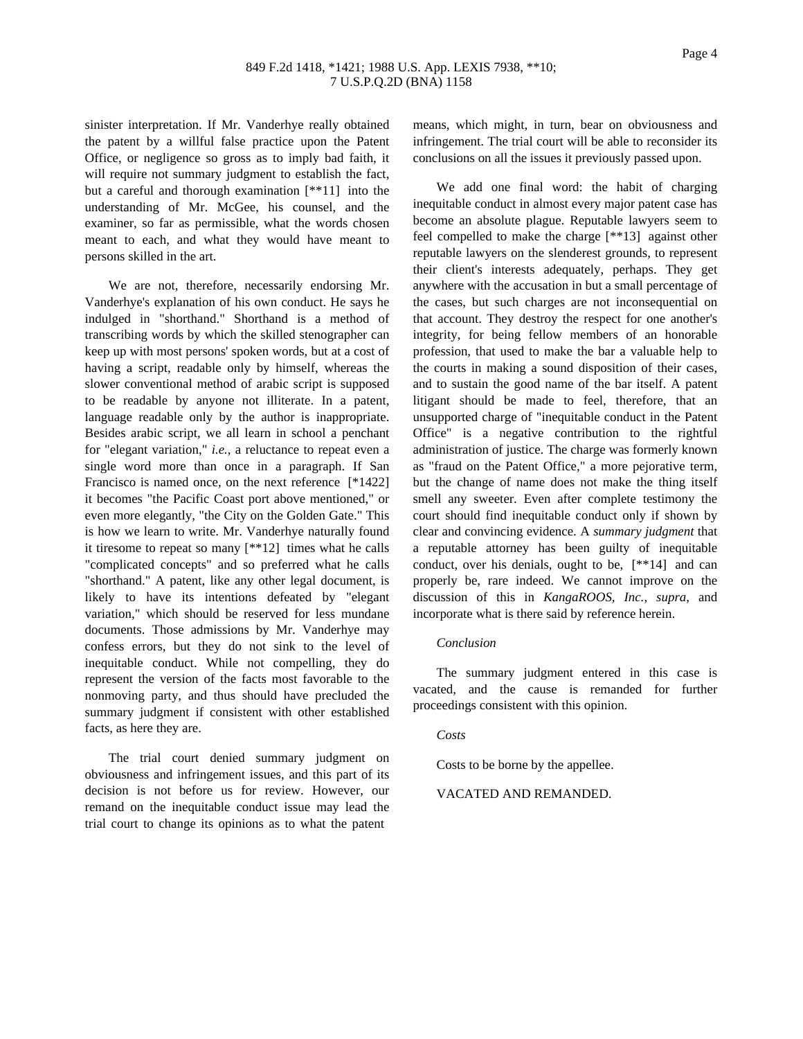sinister interpretation. If Mr. Vanderhye really obtained the patent by a willful false practice upon the Patent Office, or negligence so gross as to imply bad faith, it will require not summary judgment to establish the fact, but a careful and thorough examination [**11] into the understanding of Mr. McGee, his counsel, and the examiner, so far as permissible, what the words chosen meant to each, and what they would have meant to persons skilled in the art.

We are not, therefore, necessarily endorsing Mr. Vanderhye's explanation of his own conduct. He says he indulged in "shorthand." Shorthand is a method of transcribing words by which the skilled stenographer can keep up with most persons' spoken words, but at a cost of having a script, readable only by himself, whereas the slower conventional method of arabic script is supposed to be readable by anyone not illiterate. In a patent, language readable only by the author is inappropriate. Besides arabic script, we all learn in school a penchant for "elegant variation," *i.e.*, a reluctance to repeat even a single word more than once in a paragraph. If San Francisco is named once, on the next reference [*1422] it becomes "the Pacific Coast port above mentioned," or even more elegantly, "the City on the Golden Gate." This is how we learn to write. Mr. Vanderhye naturally found it tiresome to repeat so many [**12] times what he calls "complicated concepts" and so preferred what he calls "shorthand." A patent, like any other legal document, is likely to have its intentions defeated by "elegant variation," which should be reserved for less mundane documents. Those admissions by Mr. Vanderhye may confess errors, but they do not sink to the level of inequitable conduct. While not compelling, they do represent the version of the facts most favorable to the nonmoving party, and thus should have precluded the summary judgment if consistent with other established facts, as here they are.

The trial court denied summary judgment on obviousness and infringement issues, and this part of its decision is not before us for review. However, our remand on the inequitable conduct issue may lead the trial court to change its opinions as to what the patent means, which might, in turn, bear on obviousness and infringement. The trial court will be able to reconsider its conclusions on all the issues it previously passed upon.

We add one final word: the habit of charging inequitable conduct in almost every major patent case has become an absolute plague. Reputable lawyers seem to feel compelled to make the charge [**13] against other reputable lawyers on the slenderest grounds, to represent their client's interests adequately, perhaps. They get anywhere with the accusation in but a small percentage of the cases, but such charges are not inconsequential on that account. They destroy the respect for one another's integrity, for being fellow members of an honorable profession, that used to make the bar a valuable help to the courts in making a sound disposition of their cases, and to sustain the good name of the bar itself. A patent litigant should be made to feel, therefore, that an unsupported charge of "inequitable conduct in the Patent Office" is a negative contribution to the rightful administration of justice. The charge was formerly known as "fraud on the Patent Office," a more pejorative term, but the change of name does not make the thing itself smell any sweeter. Even after complete testimony the court should find inequitable conduct only if shown by clear and convincing evidence. A *summary judgment* that a reputable attorney has been guilty of inequitable conduct, over his denials, ought to be, [**14] and can properly be, rare indeed. We cannot improve on the discussion of this in *KangaROOS, Inc., supra*, and incorporate what is there said by reference herein.

*Conclusion*

The summary judgment entered in this case is vacated, and the cause is remanded for further proceedings consistent with this opinion.

*Costs*

Costs to be borne by the appellee.

VACATED AND REMANDED.